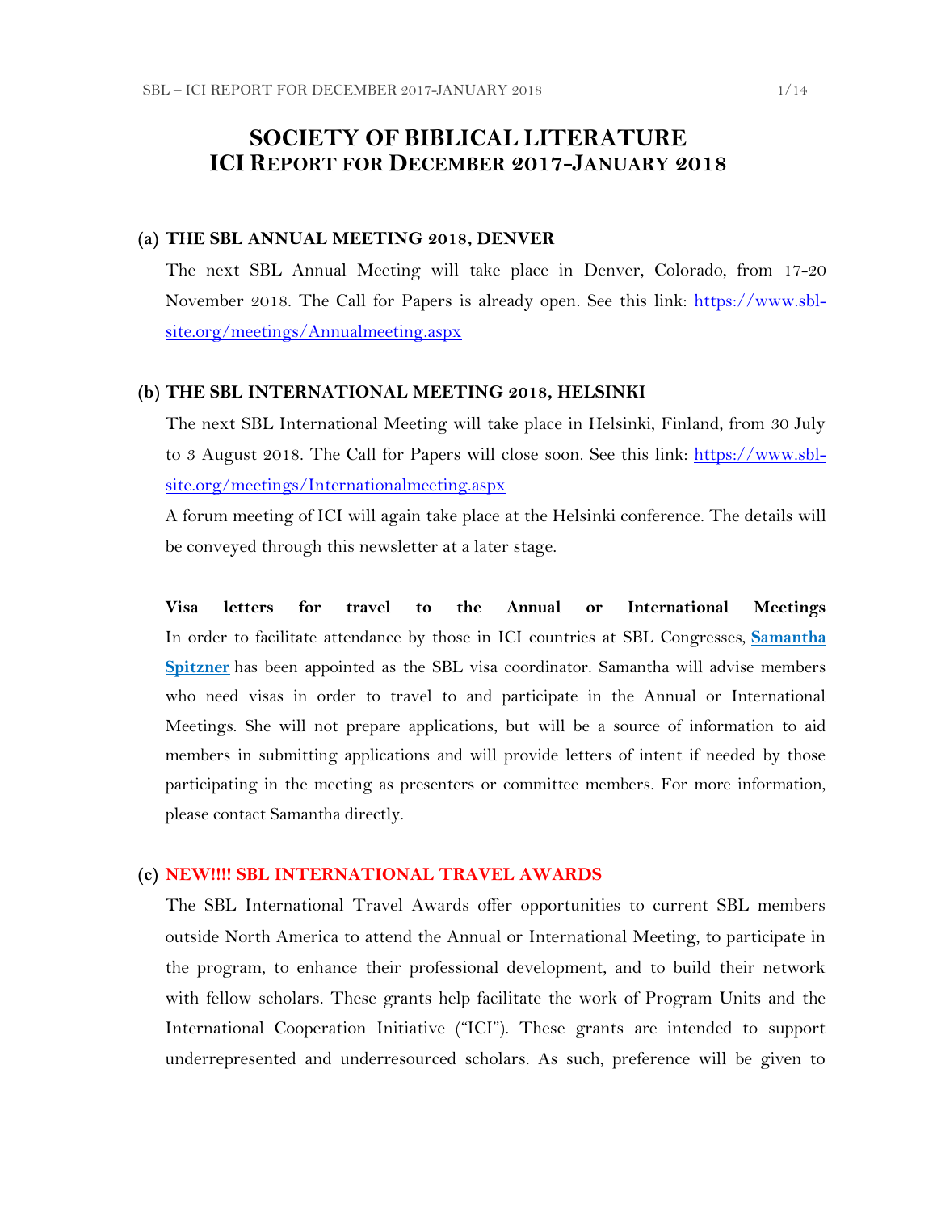# SOCIETY OF BIBLICAL LITERATURE
## ICI REPORT FOR DECEMBER 2017-JANUARY 2018

### (a) THE SBL ANNUAL MEETING 2018, DENVER

The next SBL Annual Meeting will take place in Denver, Colorado, from 17-20 November 2018. The Call for Papers is already open. See this link: [https://www.sbl-site.org/meetings/Annualmeeting.aspx](https://www.sbl-site.org/meetings/Annualmeeting.aspx)

### (b) THE SBL INTERNATIONAL MEETING 2018, HELSINKI

The next SBL International Meeting will take place in Helsinki, Finland, from 30 July to 3 August 2018. The Call for Papers will close soon. See this link: [https://www.sbl-site.org/meetings/Internationalmeeting.aspx](https://www.sbl-site.org/meetings/Internationalmeeting.aspx)

A forum meeting of ICI will again take place at the Helsinki conference. The details will be conveyed through this newsletter at a later stage.

**Visa letters for travel to the Annual or International Meetings**

In order to facilitate attendance by those in ICI countries at SBL Congresses, **Samantha Spitzner** has been appointed as the SBL visa coordinator. Samantha will advise members who need visas in order to travel to and participate in the Annual or International Meetings. She will not prepare applications, but will be a source of information to aid members in submitting applications and will provide letters of intent if needed by those participating in the meeting as presenters or committee members. For more information, please contact Samantha directly.

### (c) NEW!!!! SBL INTERNATIONAL TRAVEL AWARDS

The SBL International Travel Awards offer opportunities to current SBL members outside North America to attend the Annual or International Meeting, to participate in the program, to enhance their professional development, and to build their network with fellow scholars. These grants help facilitate the work of Program Units and the International Cooperation Initiative ("ICI"). These grants are intended to support underrepresented and underresourced scholars. As such, preference will be given to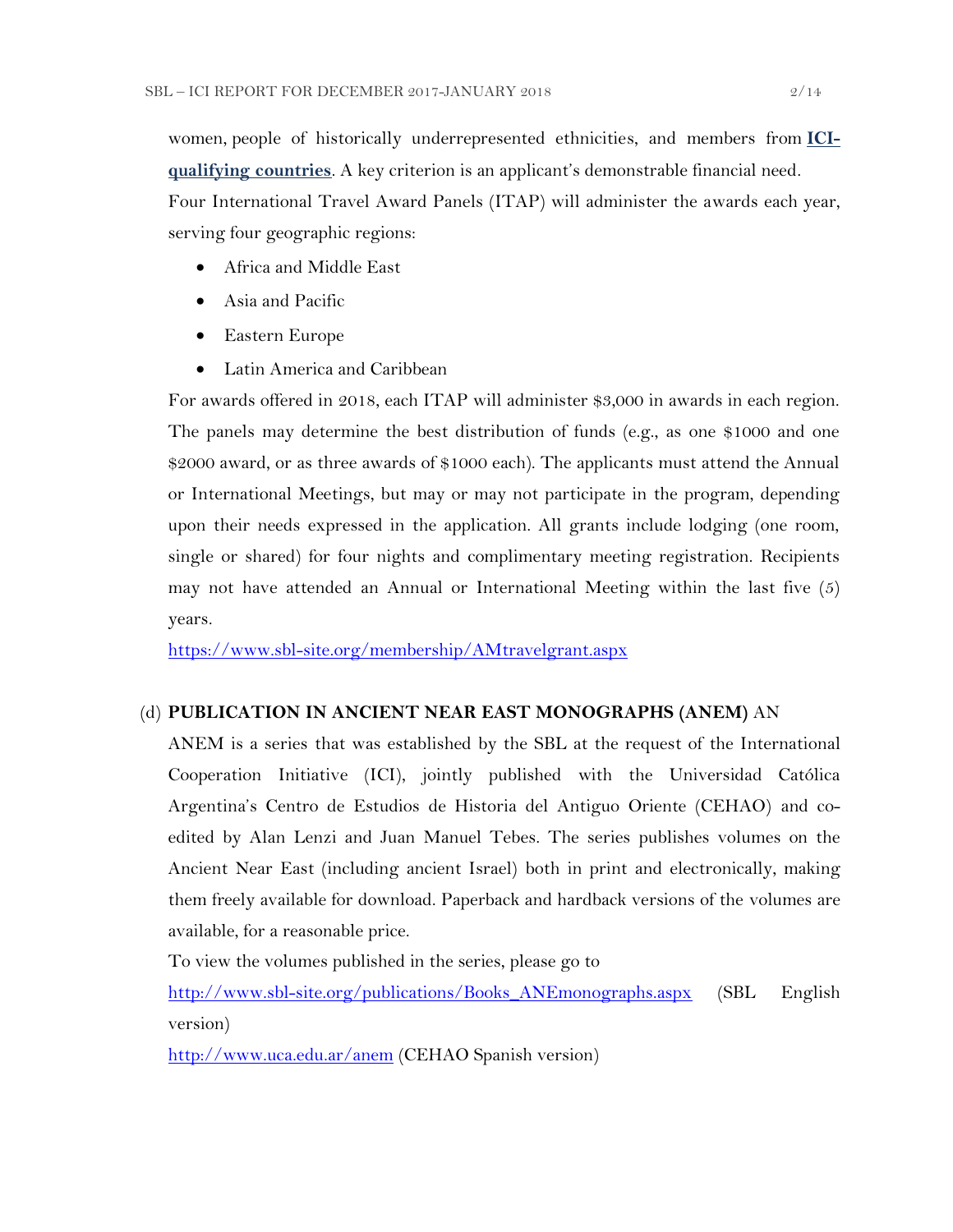women, people of historically underrepresented ethnicities, and members from **ICI-qualifying countries**. A key criterion is an applicant's demonstrable financial need.

Four International Travel Award Panels (ITAP) will administer the awards each year, serving four geographic regions:

- Africa and Middle East
- Asia and Pacific
- Eastern Europe
- Latin America and Caribbean

For awards offered in 2018, each ITAP will administer $3,000 in awards in each region. The panels may determine the best distribution of funds (e.g., as one $1000 and one $2000 award, or as three awards of $1000 each). The applicants must attend the Annual or International Meetings, but may or may not participate in the program, depending upon their needs expressed in the application. All grants include lodging (one room, single or shared) for four nights and complimentary meeting registration. Recipients may not have attended an Annual or International Meeting within the last five (5) years.

https://www.sbl-site.org/membership/AMtravelgrant.aspx

(d) **PUBLICATION IN ANCIENT NEAR EAST MONOGRAPHS (ANEM)** AN

ANEM is a series that was established by the SBL at the request of the International Cooperation Initiative (ICI), jointly published with the Universidad Católica Argentina's Centro de Estudios de Historia del Antiguo Oriente (CEHAO) and co-edited by Alan Lenzi and Juan Manuel Tebes. The series publishes volumes on the Ancient Near East (including ancient Israel) both in print and electronically, making them freely available for download. Paperback and hardback versions of the volumes are available, for a reasonable price.

To view the volumes published in the series, please go to

http://www.sbl-site.org/publications/Books_ANEmonographs.aspx (SBL English version)

http://www.uca.edu.ar/anem (CEHAO Spanish version)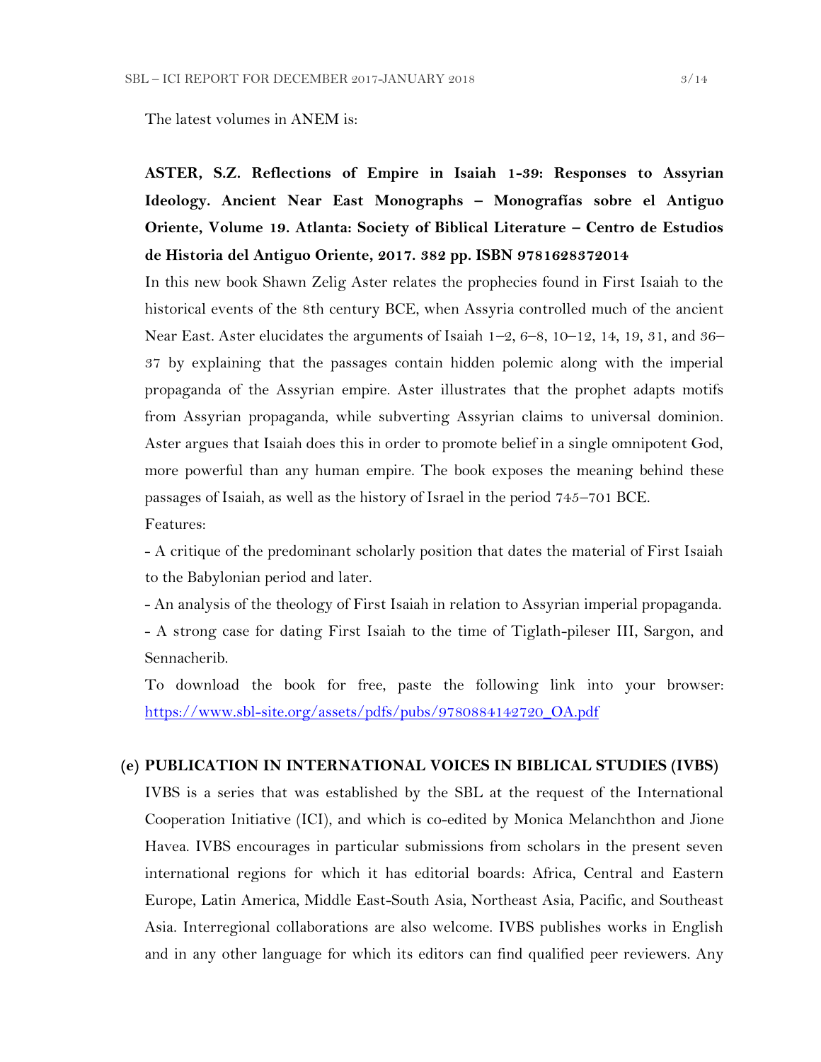The latest volumes in ANEM is:

**ASTER, S.Z. Reflections of Empire in Isaiah 1-39: Responses to Assyrian Ideology. Ancient Near East Monographs – Monografías sobre el Antiguo Oriente, Volume 19. Atlanta: Society of Biblical Literature – Centro de Estudios de Historia del Antiguo Oriente, 2017. 382 pp. ISBN 9781628372014**

In this new book Shawn Zelig Aster relates the prophecies found in First Isaiah to the historical events of the 8th century BCE, when Assyria controlled much of the ancient Near East. Aster elucidates the arguments of Isaiah 1–2, 6–8, 10–12, 14, 19, 31, and 36–37 by explaining that the passages contain hidden polemic along with the imperial propaganda of the Assyrian empire. Aster illustrates that the prophet adapts motifs from Assyrian propaganda, while subverting Assyrian claims to universal dominion. Aster argues that Isaiah does this in order to promote belief in a single omnipotent God, more powerful than any human empire. The book exposes the meaning behind these passages of Isaiah, as well as the history of Israel in the period 745–701 BCE.

Features:

- A critique of the predominant scholarly position that dates the material of First Isaiah to the Babylonian period and later.
- An analysis of the theology of First Isaiah in relation to Assyrian imperial propaganda.
- A strong case for dating First Isaiah to the time of Tiglath-pileser III, Sargon, and Sennacherib.

To download the book for free, paste the following link into your browser: https://www.sbl-site.org/assets/pdfs/pubs/9780884142720_OA.pdf

**(e) PUBLICATION IN INTERNATIONAL VOICES IN BIBLICAL STUDIES (IVBS)**

IVBS is a series that was established by the SBL at the request of the International Cooperation Initiative (ICI), and which is co-edited by Monica Melanchthon and Jione Havea. IVBS encourages in particular submissions from scholars in the present seven international regions for which it has editorial boards: Africa, Central and Eastern Europe, Latin America, Middle East-South Asia, Northeast Asia, Pacific, and Southeast Asia. Interregional collaborations are also welcome. IVBS publishes works in English and in any other language for which its editors can find qualified peer reviewers. Any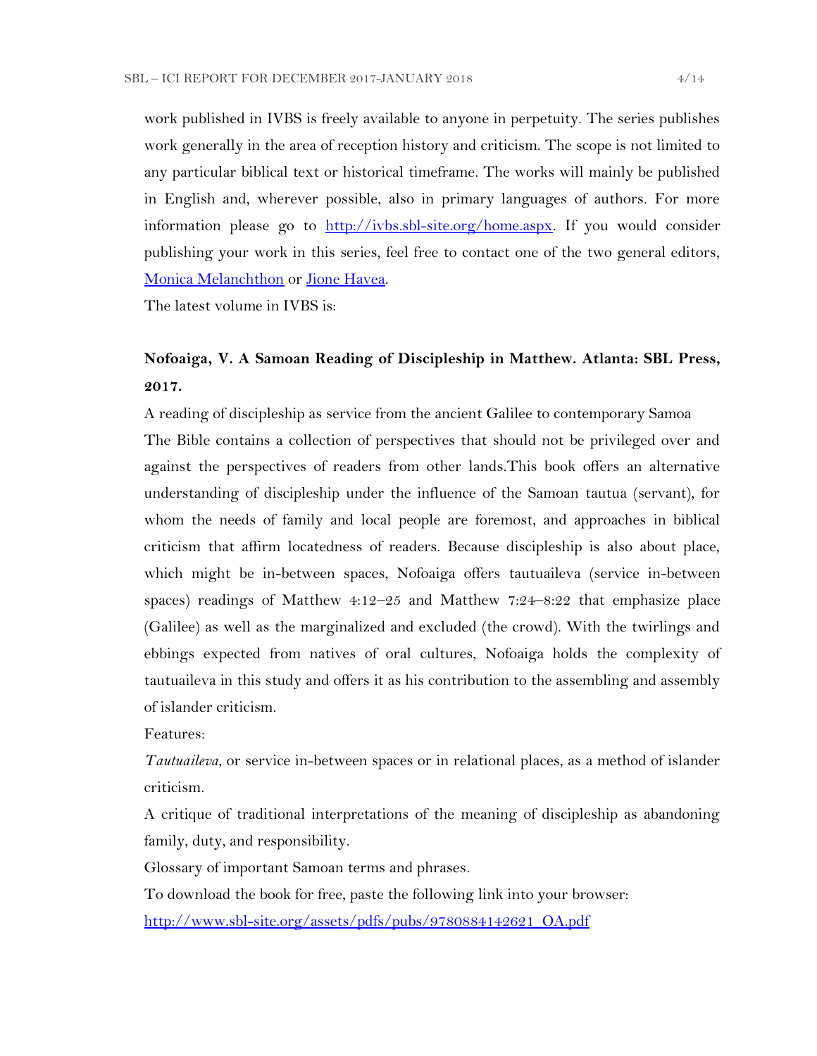work published in IVBS is freely available to anyone in perpetuity. The series publishes work generally in the area of reception history and criticism. The scope is not limited to any particular biblical text or historical timeframe. The works will mainly be published in English and, wherever possible, also in primary languages of authors. For more information please go to [http://ivbs.sbl-site.org/home.aspx](http://ivbs.sbl-site.org/home.aspx). If you would consider publishing your work in this series, feel free to contact one of the two general editors, [Monica Melanchthon]() or [Jione Havea]().

The latest volume in IVBS is:

**Nofoaiga, V. A Samoan Reading of Discipleship in Matthew. Atlanta: SBL Press, 2017.**

A reading of discipleship as service from the ancient Galilee to contemporary Samoa

The Bible contains a collection of perspectives that should not be privileged over and against the perspectives of readers from other lands.This book offers an alternative understanding of discipleship under the influence of the Samoan tautua (servant), for whom the needs of family and local people are foremost, and approaches in biblical criticism that affirm locatedness of readers. Because discipleship is also about place, which might be in-between spaces, Nofoaiga offers tautuaileva (service in-between spaces) readings of Matthew 4:12–25 and Matthew 7:24–8:22 that emphasize place (Galilee) as well as the marginalized and excluded (the crowd). With the twirlings and ebbings expected from natives of oral cultures, Nofoaiga holds the complexity of tautuaileva in this study and offers it as his contribution to the assembling and assembly of islander criticism.

Features:

*Tautuaileva*, or service in-between spaces or in relational places, as a method of islander criticism.

A critique of traditional interpretations of the meaning of discipleship as abandoning family, duty, and responsibility.

Glossary of important Samoan terms and phrases.

To download the book for free, paste the following link into your browser:

[http://www.sbl-site.org/assets/pdfs/pubs/9780884142621_OA.pdf](http://www.sbl-site.org/assets/pdfs/pubs/9780884142621_OA.pdf)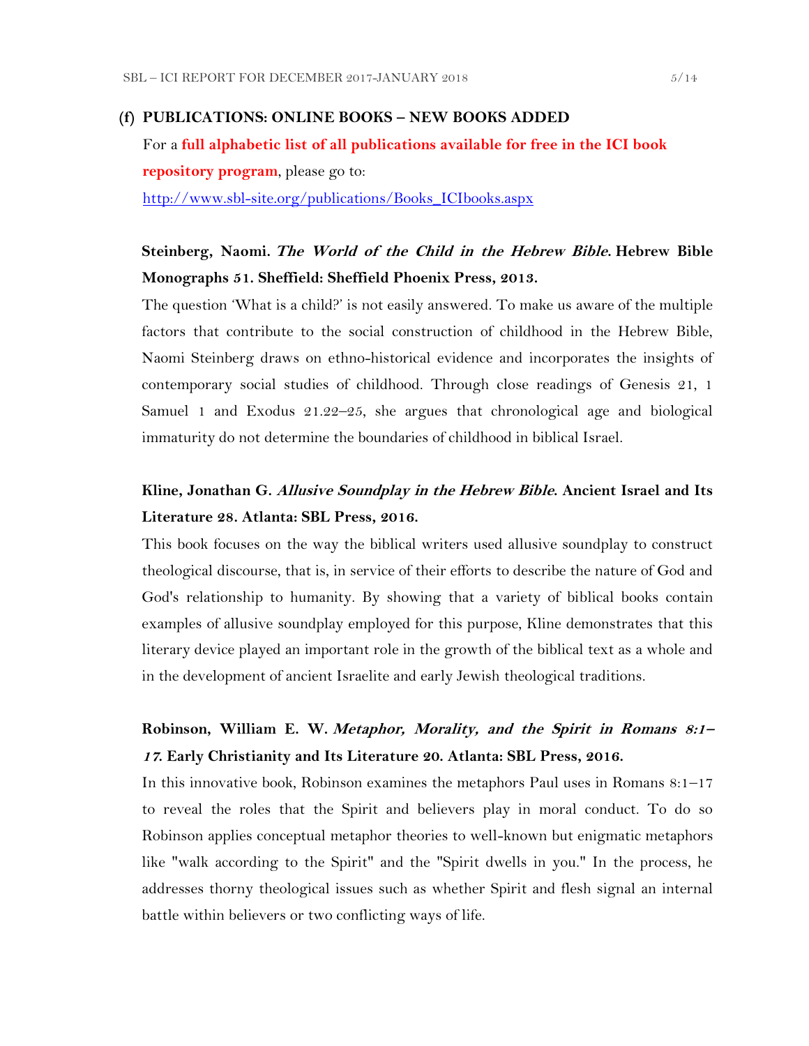## (f) PUBLICATIONS: ONLINE BOOKS – NEW BOOKS ADDED

For a **full alphabetic list of all publications available for free in the ICI book repository program**, please go to:

http://www.sbl-site.org/publications/Books_ICIbooks.aspx

**Steinberg, Naomi. *The World of the Child in the Hebrew Bible*. Hebrew Bible Monographs 51. Sheffield: Sheffield Phoenix Press, 2013.**

The question 'What is a child?' is not easily answered. To make us aware of the multiple factors that contribute to the social construction of childhood in the Hebrew Bible, Naomi Steinberg draws on ethno-historical evidence and incorporates the insights of contemporary social studies of childhood. Through close readings of Genesis 21, 1 Samuel 1 and Exodus 21.22–25, she argues that chronological age and biological immaturity do not determine the boundaries of childhood in biblical Israel.

**Kline, Jonathan G. *Allusive Soundplay in the Hebrew Bible*. Ancient Israel and Its Literature 28. Atlanta: SBL Press, 2016.**

This book focuses on the way the biblical writers used allusive soundplay to construct theological discourse, that is, in service of their efforts to describe the nature of God and God's relationship to humanity. By showing that a variety of biblical books contain examples of allusive soundplay employed for this purpose, Kline demonstrates that this literary device played an important role in the growth of the biblical text as a whole and in the development of ancient Israelite and early Jewish theological traditions.

**Robinson, William E. W. *Metaphor, Morality, and the Spirit in Romans 8:1–17*. Early Christianity and Its Literature 20. Atlanta: SBL Press, 2016.**

In this innovative book, Robinson examines the metaphors Paul uses in Romans 8:1–17 to reveal the roles that the Spirit and believers play in moral conduct. To do so Robinson applies conceptual metaphor theories to well-known but enigmatic metaphors like "walk according to the Spirit" and the "Spirit dwells in you." In the process, he addresses thorny theological issues such as whether Spirit and flesh signal an internal battle within believers or two conflicting ways of life.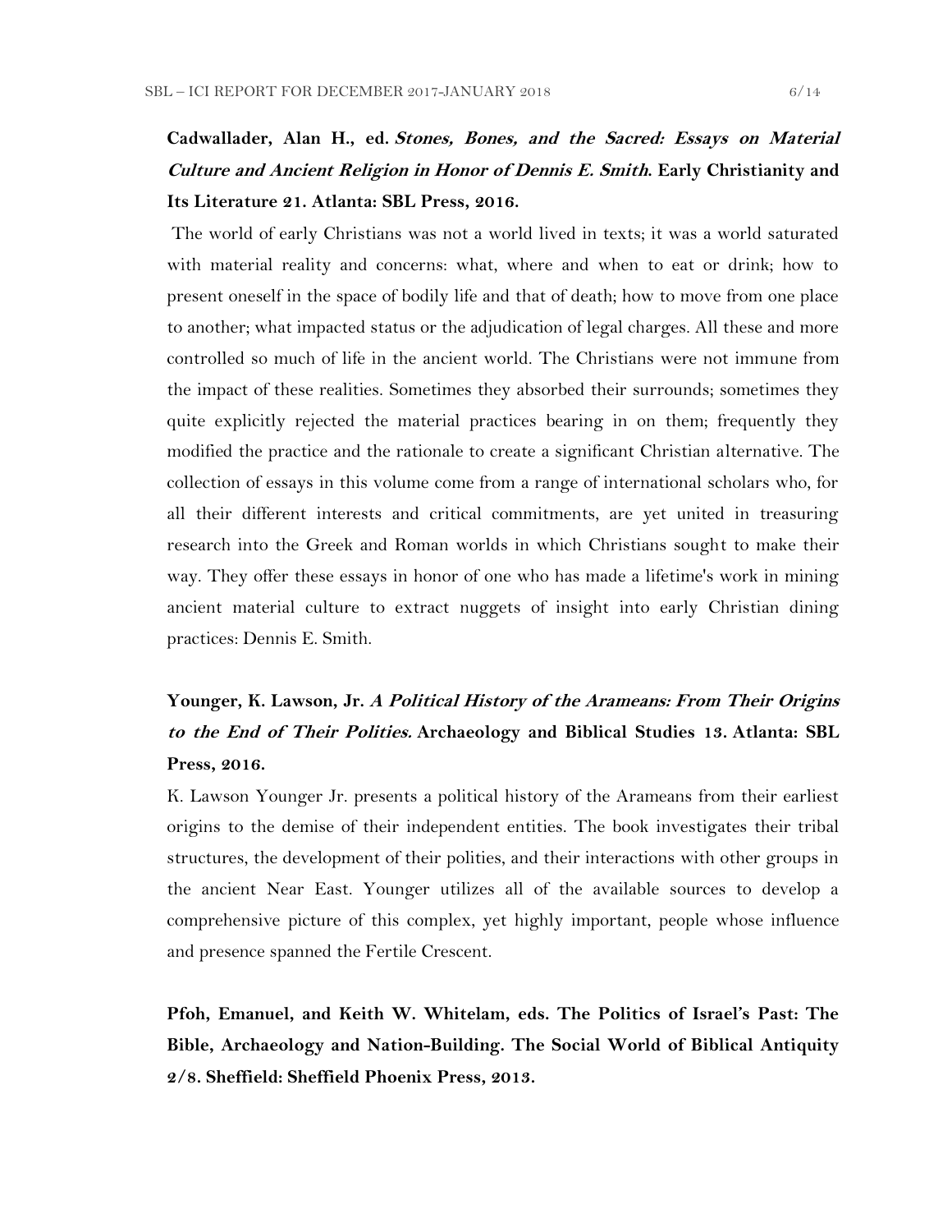**Cadwallader, Alan H., ed. *Stones, Bones, and the Sacred: Essays on Material Culture and Ancient Religion in Honor of Dennis E. Smith*. Early Christianity and Its Literature 21. Atlanta: SBL Press, 2016.**

The world of early Christians was not a world lived in texts; it was a world saturated with material reality and concerns: what, where and when to eat or drink; how to present oneself in the space of bodily life and that of death; how to move from one place to another; what impacted status or the adjudication of legal charges. All these and more controlled so much of life in the ancient world. The Christians were not immune from the impact of these realities. Sometimes they absorbed their surrounds; sometimes they quite explicitly rejected the material practices bearing in on them; frequently they modified the practice and the rationale to create a significant Christian alternative. The collection of essays in this volume come from a range of international scholars who, for all their different interests and critical commitments, are yet united in treasuring research into the Greek and Roman worlds in which Christians sought to make their way. They offer these essays in honor of one who has made a lifetime's work in mining ancient material culture to extract nuggets of insight into early Christian dining practices: Dennis E. Smith.

**Younger, K. Lawson, Jr. *A Political History of the Arameans: From Their Origins to the End of Their Polities.* Archaeology and Biblical Studies 13. Atlanta: SBL Press, 2016.**

K. Lawson Younger Jr. presents a political history of the Arameans from their earliest origins to the demise of their independent entities. The book investigates their tribal structures, the development of their polities, and their interactions with other groups in the ancient Near East. Younger utilizes all of the available sources to develop a comprehensive picture of this complex, yet highly important, people whose influence and presence spanned the Fertile Crescent.

**Pfoh, Emanuel, and Keith W. Whitelam, eds. The Politics of Israel's Past: The Bible, Archaeology and Nation-Building. The Social World of Biblical Antiquity 2/8. Sheffield: Sheffield Phoenix Press, 2013.**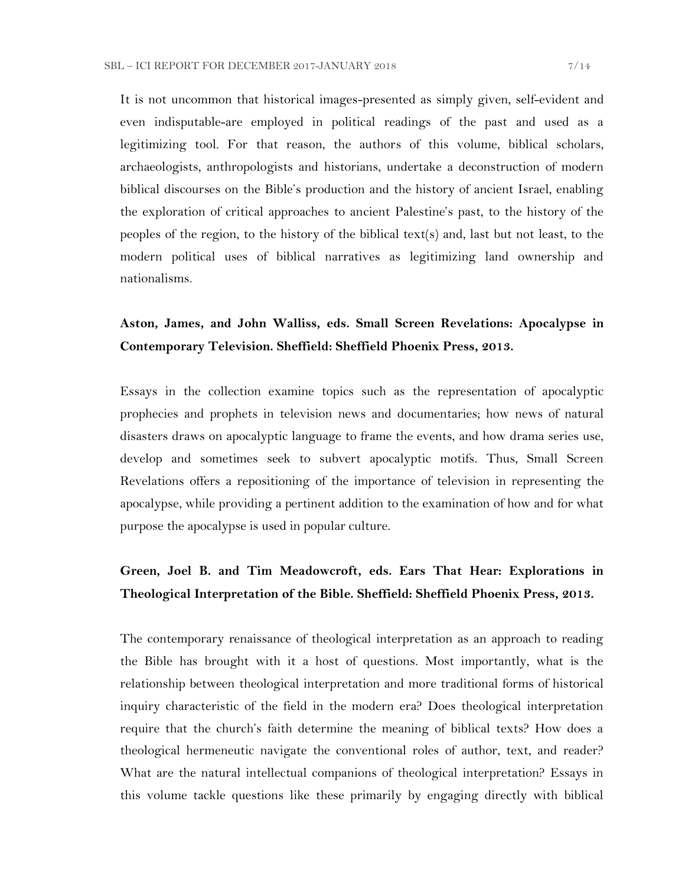It is not uncommon that historical images-presented as simply given, self-evident and even indisputable-are employed in political readings of the past and used as a legitimizing tool. For that reason, the authors of this volume, biblical scholars, archaeologists, anthropologists and historians, undertake a deconstruction of modern biblical discourses on the Bible's production and the history of ancient Israel, enabling the exploration of critical approaches to ancient Palestine's past, to the history of the peoples of the region, to the history of the biblical text(s) and, last but not least, to the modern political uses of biblical narratives as legitimizing land ownership and nationalisms.

**Aston, James, and John Walliss, eds. Small Screen Revelations: Apocalypse in Contemporary Television. Sheffield: Sheffield Phoenix Press, 2013.**

Essays in the collection examine topics such as the representation of apocalyptic prophecies and prophets in television news and documentaries; how news of natural disasters draws on apocalyptic language to frame the events, and how drama series use, develop and sometimes seek to subvert apocalyptic motifs. Thus, Small Screen Revelations offers a repositioning of the importance of television in representing the apocalypse, while providing a pertinent addition to the examination of how and for what purpose the apocalypse is used in popular culture.

**Green, Joel B. and Tim Meadowcroft, eds. Ears That Hear: Explorations in Theological Interpretation of the Bible. Sheffield: Sheffield Phoenix Press, 2013.**

The contemporary renaissance of theological interpretation as an approach to reading the Bible has brought with it a host of questions. Most importantly, what is the relationship between theological interpretation and more traditional forms of historical inquiry characteristic of the field in the modern era? Does theological interpretation require that the church's faith determine the meaning of biblical texts? How does a theological hermeneutic navigate the conventional roles of author, text, and reader? What are the natural intellectual companions of theological interpretation? Essays in this volume tackle questions like these primarily by engaging directly with biblical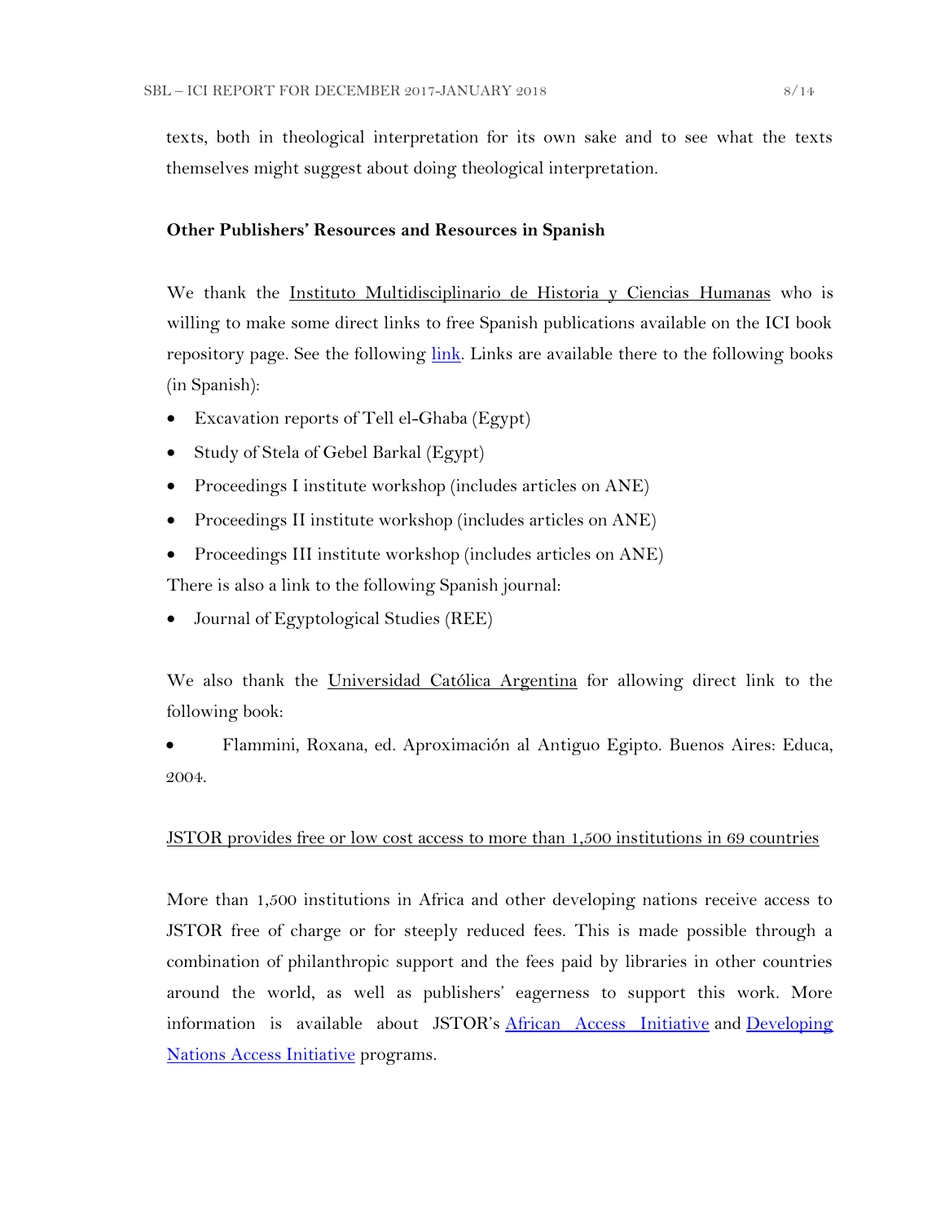texts, both in theological interpretation for its own sake and to see what the texts themselves might suggest about doing theological interpretation.

**Other Publishers' Resources and Resources in Spanish**

We thank the Instituto Multidisciplinario de Historia y Ciencias Humanas who is willing to make some direct links to free Spanish publications available on the ICI book repository page. See the following link. Links are available there to the following books (in Spanish):

- Excavation reports of Tell el-Ghaba (Egypt)
- Study of Stela of Gebel Barkal (Egypt)
- Proceedings I institute workshop (includes articles on ANE)
- Proceedings II institute workshop (includes articles on ANE)
- Proceedings III institute workshop (includes articles on ANE)

There is also a link to the following Spanish journal:

- Journal of Egyptological Studies (REE)

We also thank the Universidad Católica Argentina for allowing direct link to the following book:

- Flammini, Roxana, ed. Aproximación al Antiguo Egipto. Buenos Aires: Educa, 2004.

JSTOR provides free or low cost access to more than 1,500 institutions in 69 countries

More than 1,500 institutions in Africa and other developing nations receive access to JSTOR free of charge or for steeply reduced fees. This is made possible through a combination of philanthropic support and the fees paid by libraries in other countries around the world, as well as publishers' eagerness to support this work. More information is available about JSTOR's African Access Initiative and Developing Nations Access Initiative programs.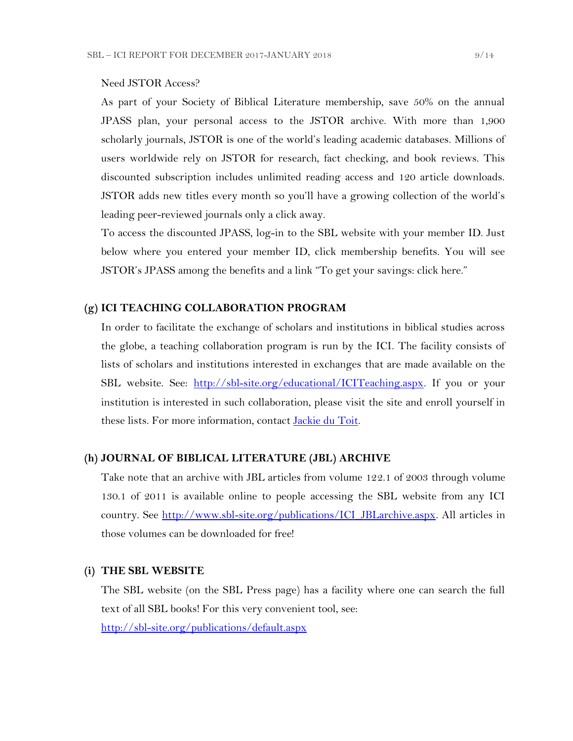Need JSTOR Access?

As part of your Society of Biblical Literature membership, save 50% on the annual JPASS plan, your personal access to the JSTOR archive. With more than 1,900 scholarly journals, JSTOR is one of the world's leading academic databases. Millions of users worldwide rely on JSTOR for research, fact checking, and book reviews. This discounted subscription includes unlimited reading access and 120 article downloads. JSTOR adds new titles every month so you'll have a growing collection of the world's leading peer-reviewed journals only a click away.

To access the discounted JPASS, log-in to the SBL website with your member ID. Just below where you entered your member ID, click membership benefits. You will see JSTOR's JPASS among the benefits and a link "To get your savings: click here."

### (g) ICI TEACHING COLLABORATION PROGRAM

In order to facilitate the exchange of scholars and institutions in biblical studies across the globe, a teaching collaboration program is run by the ICI. The facility consists of lists of scholars and institutions interested in exchanges that are made available on the SBL website. See: [http://sbl-site.org/educational/ICITeaching.aspx](http://sbl-site.org/educational/ICITeaching.aspx). If you or your institution is interested in such collaboration, please visit the site and enroll yourself in these lists. For more information, contact Jackie du Toit.

### (h) JOURNAL OF BIBLICAL LITERATURE (JBL) ARCHIVE

Take note that an archive with JBL articles from volume 122.1 of 2003 through volume 130.1 of 2011 is available online to people accessing the SBL website from any ICI country. See [http://www.sbl-site.org/publications/ICI_JBLarchive.aspx](http://www.sbl-site.org/publications/ICI_JBLarchive.aspx). All articles in those volumes can be downloaded for free!

### (i) THE SBL WEBSITE

The SBL website (on the SBL Press page) has a facility where one can search the full text of all SBL books! For this very convenient tool, see:
[http://sbl-site.org/publications/default.aspx](http://sbl-site.org/publications/default.aspx)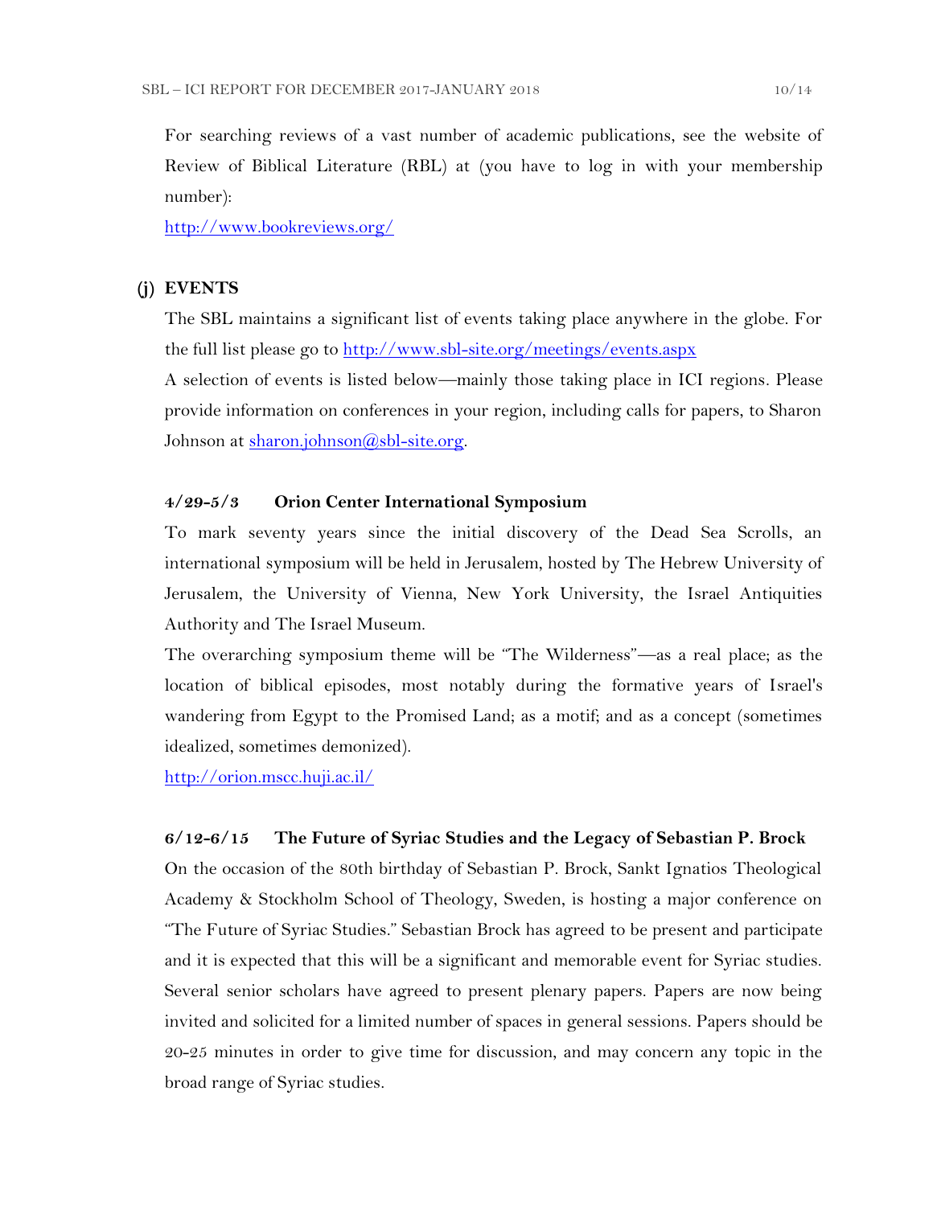For searching reviews of a vast number of academic publications, see the website of Review of Biblical Literature (RBL) at (you have to log in with your membership number):

http://www.bookreviews.org/

## (j) EVENTS

The SBL maintains a significant list of events taking place anywhere in the globe. For the full list please go to http://www.sbl-site.org/meetings/events.aspx

A selection of events is listed below—mainly those taking place in ICI regions. Please provide information on conferences in your region, including calls for papers, to Sharon Johnson at sharon.johnson@sbl-site.org.

### 4/29-5/3 Orion Center International Symposium

To mark seventy years since the initial discovery of the Dead Sea Scrolls, an international symposium will be held in Jerusalem, hosted by The Hebrew University of Jerusalem, the University of Vienna, New York University, the Israel Antiquities Authority and The Israel Museum.

The overarching symposium theme will be "The Wilderness"—as a real place; as the location of biblical episodes, most notably during the formative years of Israel's wandering from Egypt to the Promised Land; as a motif; and as a concept (sometimes idealized, sometimes demonized).

http://orion.mscc.huji.ac.il/

### 6/12-6/15 The Future of Syriac Studies and the Legacy of Sebastian P. Brock

On the occasion of the 80th birthday of Sebastian P. Brock, Sankt Ignatios Theological Academy & Stockholm School of Theology, Sweden, is hosting a major conference on "The Future of Syriac Studies." Sebastian Brock has agreed to be present and participate and it is expected that this will be a significant and memorable event for Syriac studies. Several senior scholars have agreed to present plenary papers. Papers are now being invited and solicited for a limited number of spaces in general sessions. Papers should be 20-25 minutes in order to give time for discussion, and may concern any topic in the broad range of Syriac studies.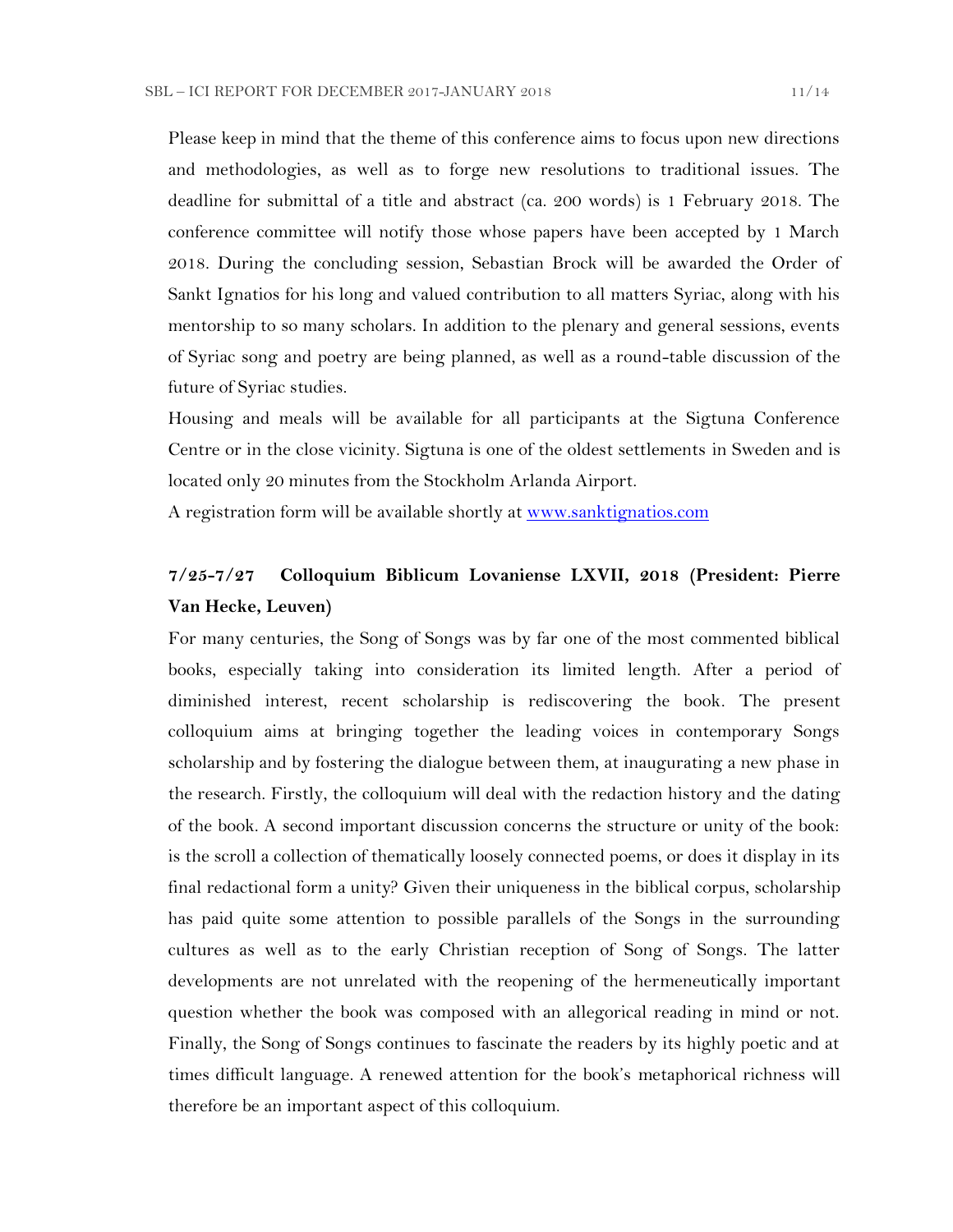Please keep in mind that the theme of this conference aims to focus upon new directions and methodologies, as well as to forge new resolutions to traditional issues. The deadline for submittal of a title and abstract (ca. 200 words) is 1 February 2018. The conference committee will notify those whose papers have been accepted by 1 March 2018. During the concluding session, Sebastian Brock will be awarded the Order of Sankt Ignatios for his long and valued contribution to all matters Syriac, along with his mentorship to so many scholars. In addition to the plenary and general sessions, events of Syriac song and poetry are being planned, as well as a round-table discussion of the future of Syriac studies.

Housing and meals will be available for all participants at the Sigtuna Conference Centre or in the close vicinity. Sigtuna is one of the oldest settlements in Sweden and is located only 20 minutes from the Stockholm Arlanda Airport.

A registration form will be available shortly at [www.sanktignatios.com](http://www.sanktignatios.com)

**7/25-7/27 Colloquium Biblicum Lovaniense LXVII, 2018 (President: Pierre Van Hecke, Leuven)**

For many centuries, the Song of Songs was by far one of the most commented biblical books, especially taking into consideration its limited length. After a period of diminished interest, recent scholarship is rediscovering the book. The present colloquium aims at bringing together the leading voices in contemporary Songs scholarship and by fostering the dialogue between them, at inaugurating a new phase in the research. Firstly, the colloquium will deal with the redaction history and the dating of the book. A second important discussion concerns the structure or unity of the book: is the scroll a collection of thematically loosely connected poems, or does it display in its final redactional form a unity? Given their uniqueness in the biblical corpus, scholarship has paid quite some attention to possible parallels of the Songs in the surrounding cultures as well as to the early Christian reception of Song of Songs. The latter developments are not unrelated with the reopening of the hermeneutically important question whether the book was composed with an allegorical reading in mind or not. Finally, the Song of Songs continues to fascinate the readers by its highly poetic and at times difficult language. A renewed attention for the book's metaphorical richness will therefore be an important aspect of this colloquium.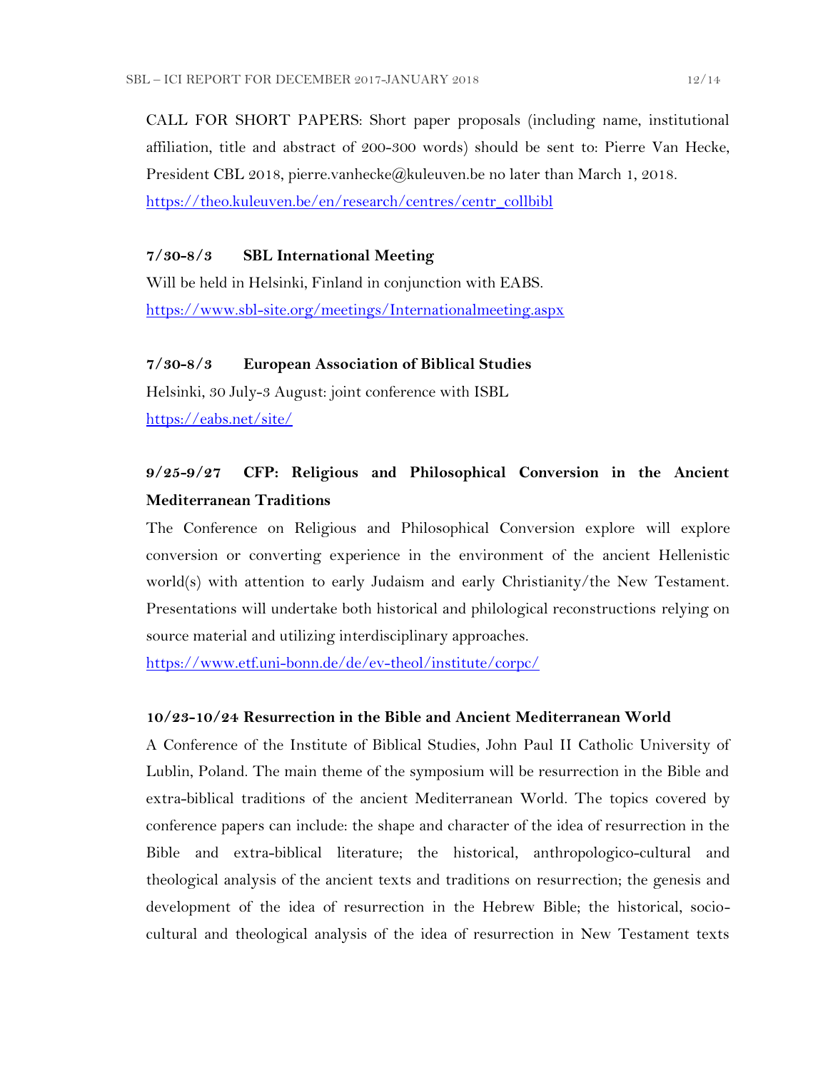CALL FOR SHORT PAPERS: Short paper proposals (including name, institutional affiliation, title and abstract of 200-300 words) should be sent to: Pierre Van Hecke, President CBL 2018, pierre.vanhecke@kuleuven.be no later than March 1, 2018.
[https://theo.kuleuven.be/en/research/centres/centr_collbibl](https://theo.kuleuven.be/en/research/centres/centr_collbibl)

**7/30-8/3 SBL International Meeting**

Will be held in Helsinki, Finland in conjunction with EABS.
[https://www.sbl-site.org/meetings/Internationalmeeting.aspx](https://www.sbl-site.org/meetings/Internationalmeeting.aspx)

**7/30-8/3 European Association of Biblical Studies**

Helsinki, 30 July-3 August: joint conference with ISBL
[https://eabs.net/site/](https://eabs.net/site/)

**9/25-9/27 CFP: Religious and Philosophical Conversion in the Ancient Mediterranean Traditions**

The Conference on Religious and Philosophical Conversion explore will explore conversion or converting experience in the environment of the ancient Hellenistic world(s) with attention to early Judaism and early Christianity/the New Testament. Presentations will undertake both historical and philological reconstructions relying on source material and utilizing interdisciplinary approaches.
[https://www.etf.uni-bonn.de/de/ev-theol/institute/corpc/](https://www.etf.uni-bonn.de/de/ev-theol/institute/corpc/)

**10/23-10/24 Resurrection in the Bible and Ancient Mediterranean World**

A Conference of the Institute of Biblical Studies, John Paul II Catholic University of Lublin, Poland. The main theme of the symposium will be resurrection in the Bible and extra-biblical traditions of the ancient Mediterranean World. The topics covered by conference papers can include: the shape and character of the idea of resurrection in the Bible and extra-biblical literature; the historical, anthropologico-cultural and theological analysis of the ancient texts and traditions on resurrection; the genesis and development of the idea of resurrection in the Hebrew Bible; the historical, socio-cultural and theological analysis of the idea of resurrection in New Testament texts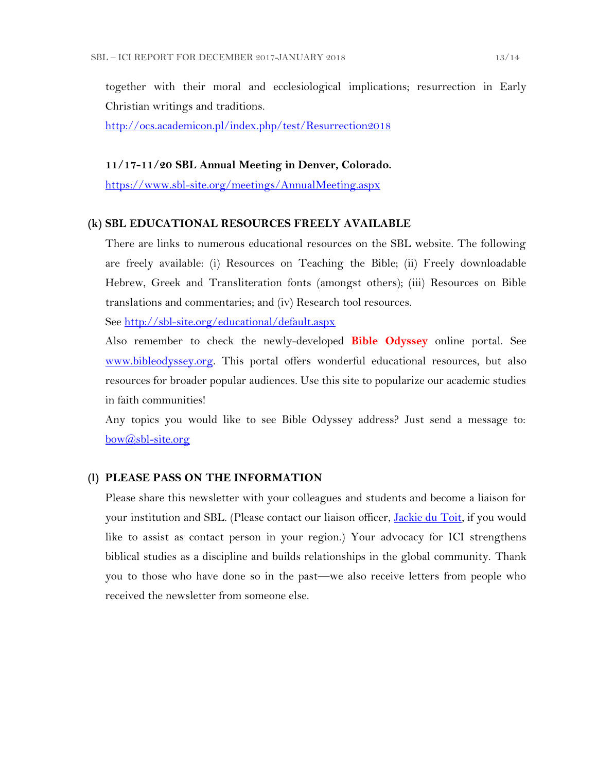together with their moral and ecclesiological implications; resurrection in Early Christian writings and traditions.

http://ocs.academicon.pl/index.php/test/Resurrection2018

**11/17-11/20 SBL Annual Meeting in Denver, Colorado.**

https://www.sbl-site.org/meetings/AnnualMeeting.aspx

### (k) SBL EDUCATIONAL RESOURCES FREELY AVAILABLE

There are links to numerous educational resources on the SBL website. The following are freely available: (i) Resources on Teaching the Bible; (ii) Freely downloadable Hebrew, Greek and Transliteration fonts (amongst others); (iii) Resources on Bible translations and commentaries; and (iv) Research tool resources.

See http://sbl-site.org/educational/default.aspx

Also remember to check the newly-developed **Bible Odyssey** online portal. See www.bibleodyssey.org. This portal offers wonderful educational resources, but also resources for broader popular audiences. Use this site to popularize our academic studies in faith communities!

Any topics you would like to see Bible Odyssey address? Just send a message to: bow@sbl-site.org

### (l) PLEASE PASS ON THE INFORMATION

Please share this newsletter with your colleagues and students and become a liaison for your institution and SBL. (Please contact our liaison officer, Jackie du Toit, if you would like to assist as contact person in your region.) Your advocacy for ICI strengthens biblical studies as a discipline and builds relationships in the global community. Thank you to those who have done so in the past—we also receive letters from people who received the newsletter from someone else.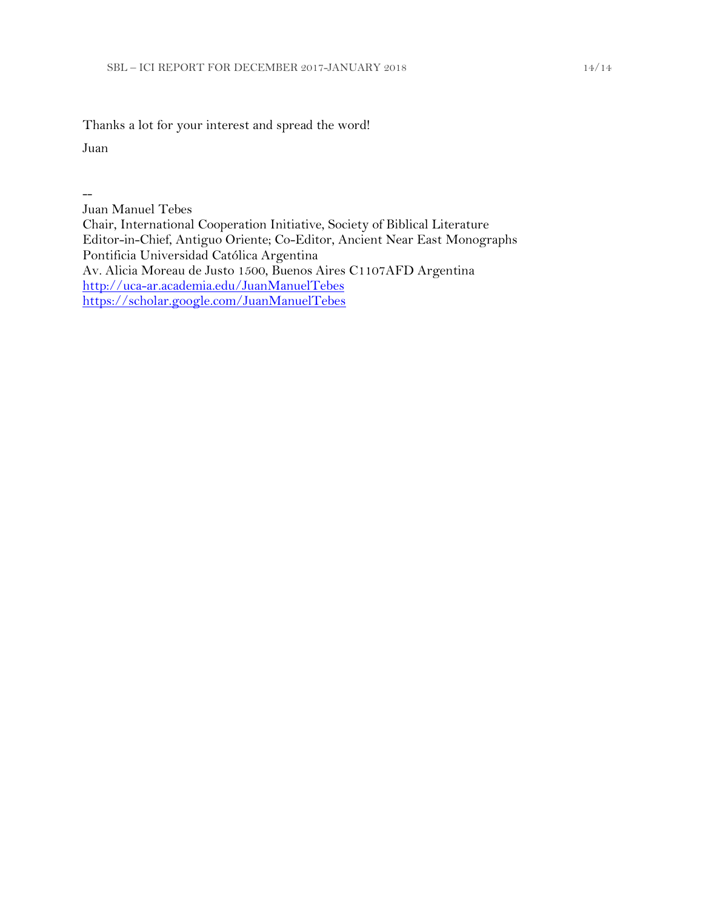Thanks a lot for your interest and spread the word!

Juan

--
Juan Manuel Tebes
Chair, International Cooperation Initiative, Society of Biblical Literature
Editor-in-Chief, Antiguo Oriente; Co-Editor, Ancient Near East Monographs
Pontificia Universidad Católica Argentina
Av. Alicia Moreau de Justo 1500, Buenos Aires C1107AFD Argentina
http://uca-ar.academia.edu/JuanManuelTebes
https://scholar.google.com/JuanManuelTebes